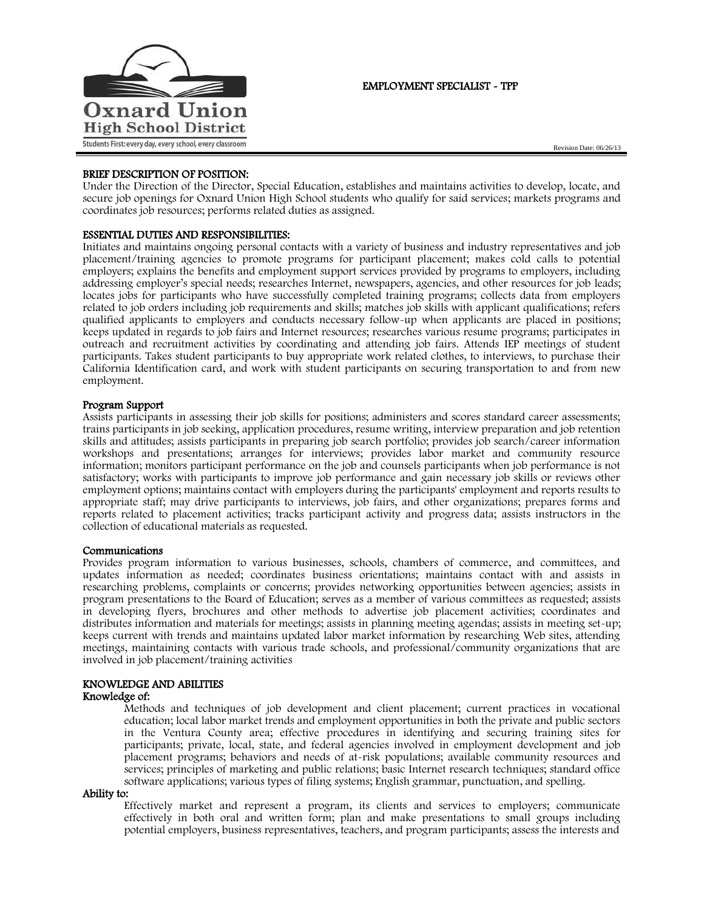Oxnard Union High School District

Students First: every day, every school, every classroom

# EMPLOYMENT SPECIALIST - TPP

Revision Date: 06/26/13

## BRIEF DESCRIPTION OF POSITION:

Under the Direction of the Director, Special Education, establishes and maintains activities to develop, locate, and secure job openings for Oxnard Union High School students who qualify for said services; markets programs and coordinates job resources; performs related duties as assigned.

## ESSENTIAL DUTIES AND RESPONSIBILITIES:

Initiates and maintains ongoing personal contacts with a variety of business and industry representatives and job placement/training agencies to promote programs for participant placement; makes cold calls to potential employers; explains the benefits and employment support services provided by programs to employers, including addressing employer's special needs; researches Internet, newspapers, agencies, and other resources for job leads; locates jobs for participants who have successfully completed training programs; collects data from employers related to job orders including job requirements and skills; matches job skills with applicant qualifications; refers qualified applicants to employers and conducts necessary follow-up when applicants are placed in positions; keeps updated in regards to job fairs and Internet resources; researches various resume programs; participates in outreach and recruitment activities by coordinating and attending job fairs. Attends IEP meetings of student participants. Takes student participants to buy appropriate work related clothes, to interviews, to purchase their California Identification card, and work with student participants on securing transportation to and from new employment.

### Program Support

Assists participants in assessing their job skills for positions; administers and scores standard career assessments; trains participants in job seeking, application procedures, resume writing, interview preparation and job retention skills and attitudes; assists participants in preparing job search portfolio; provides job search/career information workshops and presentations; arranges for interviews; provides labor market and community resource information; monitors participant performance on the job and counsels participants when job performance is not satisfactory; works with participants to improve job performance and gain necessary job skills or reviews other employment options; maintains contact with employers during the participants' employment and reports results to appropriate staff; may drive participants to interviews, job fairs, and other organizations; prepares forms and reports related to placement activities; tracks participant activity and progress data; assists instructors in the collection of educational materials as requested.

### Communications

Provides program information to various businesses, schools, chambers of commerce, and committees, and updates information as needed; coordinates business orientations; maintains contact with and assists in researching problems, complaints or concerns; provides networking opportunities between agencies; assists in program presentations to the Board of Education; serves as a member of various committees as requested; assists in developing flyers, brochures and other methods to advertise job placement activities; coordinates and distributes information and materials for meetings; assists in planning meeting agendas; assists in meeting set-up; keeps current with trends and maintains updated labor market information by researching Web sites, attending meetings, maintaining contacts with various trade schools, and professional/community organizations that are involved in job placement/training activities

## KNOWLEDGE AND ABILITIES

### Knowledge of:

Methods and techniques of job development and client placement; current practices in vocational education; local labor market trends and employment opportunities in both the private and public sectors in the Ventura County area; effective procedures in identifying and securing training sites for participants; private, local, state, and federal agencies involved in employment development and job placement programs; behaviors and needs of at-risk populations; available community resources and services; principles of marketing and public relations; basic Internet research techniques; standard office software applications; various types of filing systems; English grammar, punctuation, and spelling.

### Ability to:

Effectively market and represent a program, its clients and services to employers; communicate effectively in both oral and written form; plan and make presentations to small groups including potential employers, business representatives, teachers, and program participants; assess the interests and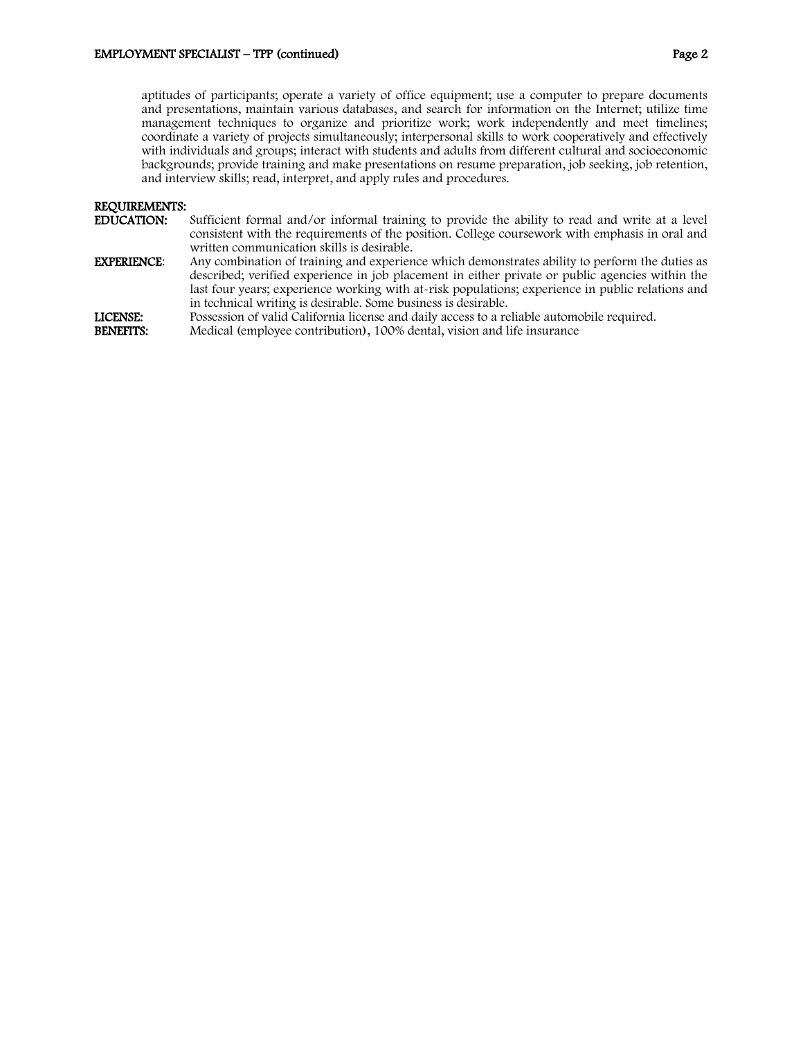aptitudes of participants; operate a variety of office equipment; use a computer to prepare documents and presentations, maintain various databases, and search for information on the Internet; utilize time management techniques to organize and prioritize work; work independently and meet timelines; coordinate a variety of projects simultaneously; interpersonal skills to work cooperatively and effectively with individuals and groups; interact with students and adults from different cultural and socioeconomic backgrounds; provide training and make presentations on resume preparation, job seeking, job retention, and interview skills; read, interpret, and apply rules and procedures.

**REQUIREMENTS:**

**EDUCATION:** Sufficient formal and/or informal training to provide the ability to read and write at a level consistent with the requirements of the position. College coursework with emphasis in oral and written communication skills is desirable.

**EXPERIENCE**: Any combination of training and experience which demonstrates ability to perform the duties as described; verified experience in job placement in either private or public agencies within the last four years; experience working with at-risk populations; experience in public relations and in technical writing is desirable. Some business is desirable.

**LICENSE:** Possession of valid California license and daily access to a reliable automobile required.

**BENEFITS:** Medical (employee contribution), 100% dental, vision and life insurance